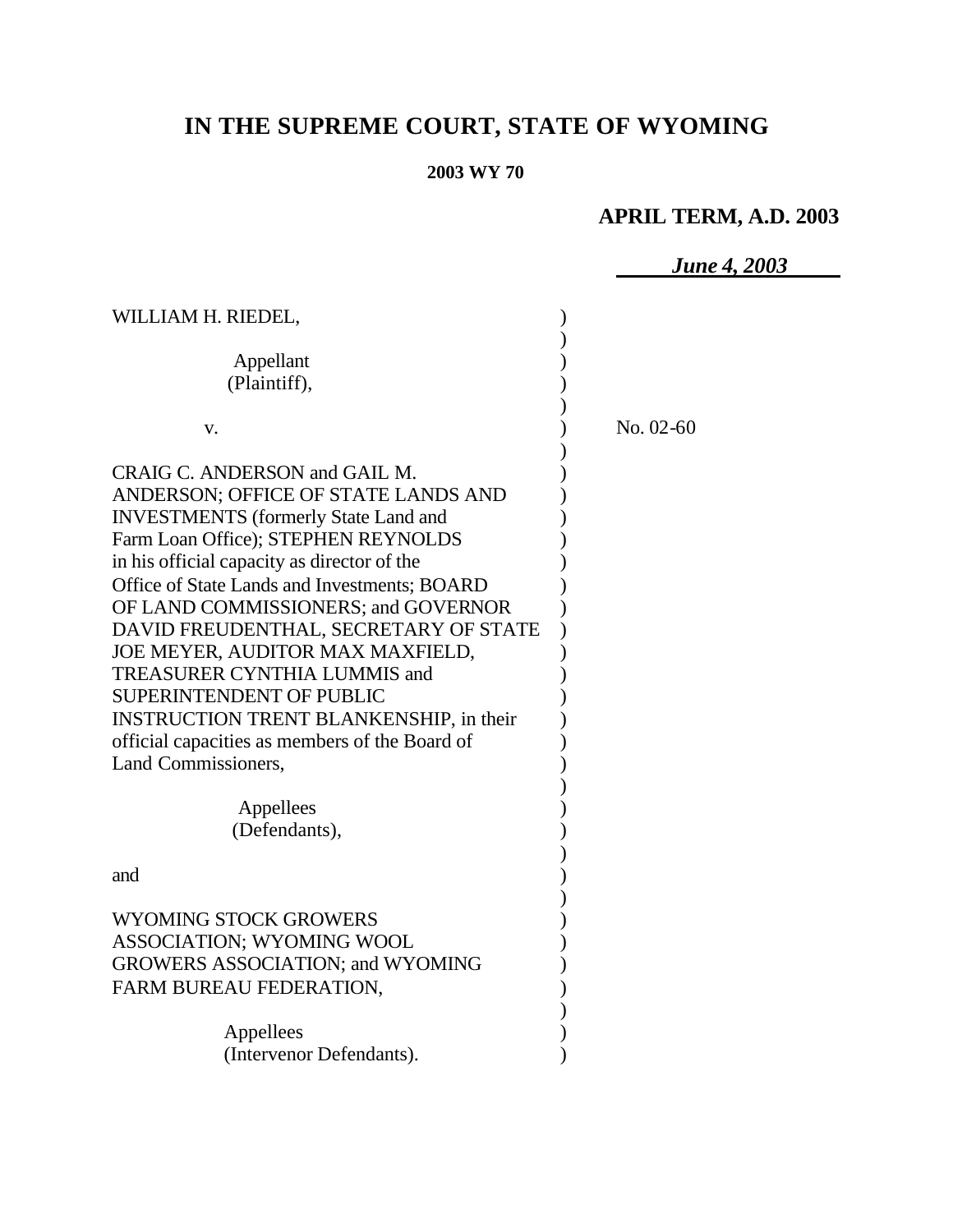# IN THE SUPREME COURT, STATE OF WYOMING

**2003 WY 70**

**APRIL TERM, A.D. 2003**

***June 4, 2003***

WILLIAM H. RIEDEL,

Appellant
(Plaintiff),

v.

No. 02-60

CRAIG C. ANDERSON and GAIL M. ANDERSON; OFFICE OF STATE LANDS AND INVESTMENTS (formerly State Land and Farm Loan Office); STEPHEN REYNOLDS in his official capacity as director of the Office of State Lands and Investments; BOARD OF LAND COMMISSIONERS; and GOVERNOR DAVID FREUDENTHAL, SECRETARY OF STATE JOE MEYER, AUDITOR MAX MAXFIELD, TREASURER CYNTHIA LUMMIS and SUPERINTENDENT OF PUBLIC INSTRUCTION TRENT BLANKENSHIP, in their official capacities as members of the Board of Land Commissioners,

Appellees
(Defendants),

and

WYOMING STOCK GROWERS ASSOCIATION; WYOMING WOOL GROWERS ASSOCIATION; and WYOMING FARM BUREAU FEDERATION,

Appellees
(Intervenor Defendants).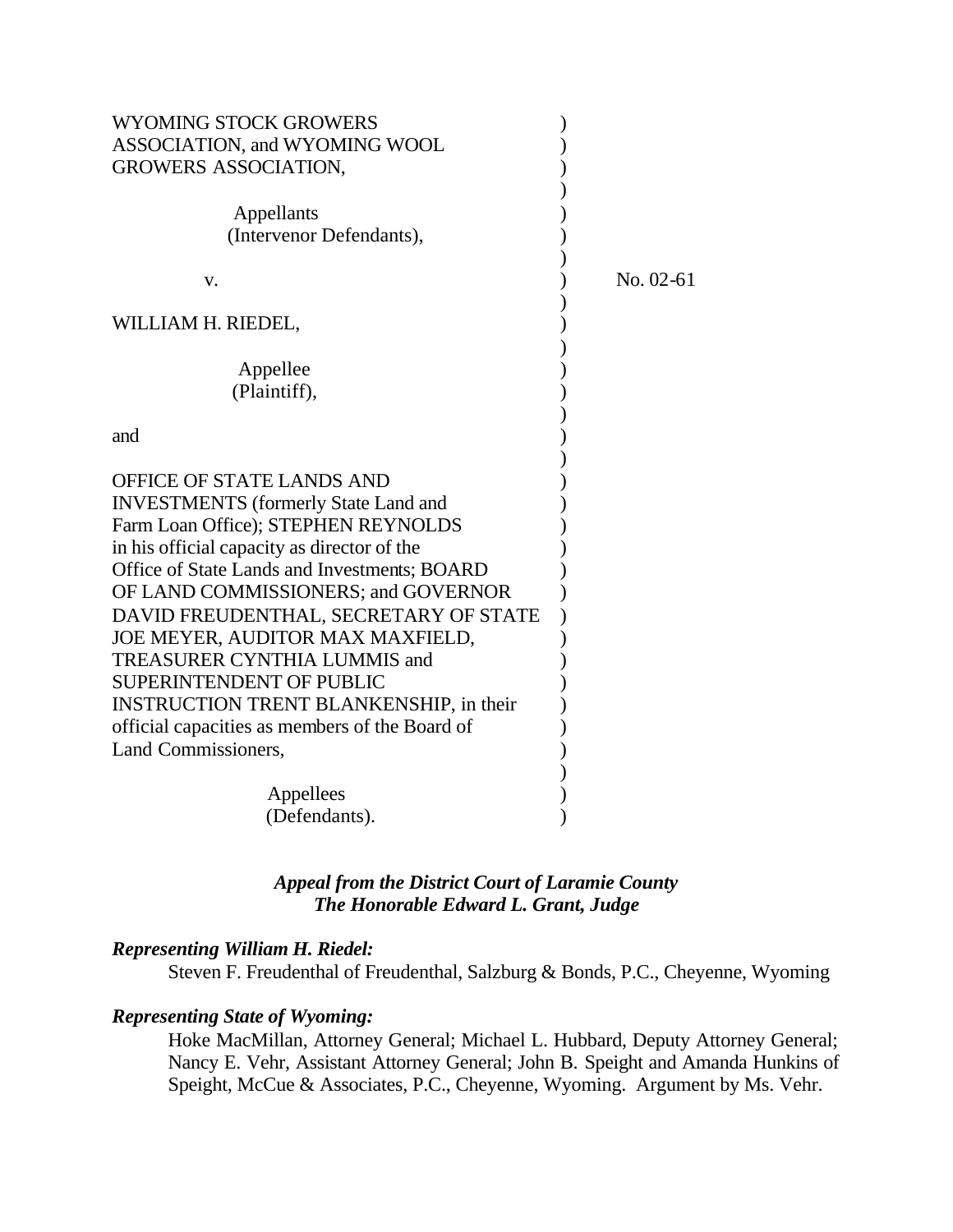WYOMING STOCK GROWERS ASSOCIATION, and WYOMING WOOL GROWERS ASSOCIATION,

Appellants (Intervenor Defendants),

v.

WILLIAM H. RIEDEL,

Appellee (Plaintiff),

and

OFFICE OF STATE LANDS AND INVESTMENTS (formerly State Land and Farm Loan Office); STEPHEN REYNOLDS in his official capacity as director of the Office of State Lands and Investments; BOARD OF LAND COMMISSIONERS; and GOVERNOR DAVID FREUDENTHAL, SECRETARY OF STATE JOE MEYER, AUDITOR MAX MAXFIELD, TREASURER CYNTHIA LUMMIS and SUPERINTENDENT OF PUBLIC INSTRUCTION TRENT BLANKENSHIP, in their official capacities as members of the Board of Land Commissioners,

Appellees (Defendants).

No. 02-61

***Appeal from the District Court of Laramie County***
***The Honorable Edward L. Grant, Judge***

***Representing William H. Riedel:***

Steven F. Freudenthal of Freudenthal, Salzburg & Bonds, P.C., Cheyenne, Wyoming

***Representing State of Wyoming:***

Hoke MacMillan, Attorney General; Michael L. Hubbard, Deputy Attorney General; Nancy E. Vehr, Assistant Attorney General; John B. Speight and Amanda Hunkins of Speight, McCue & Associates, P.C., Cheyenne, Wyoming. Argument by Ms. Vehr.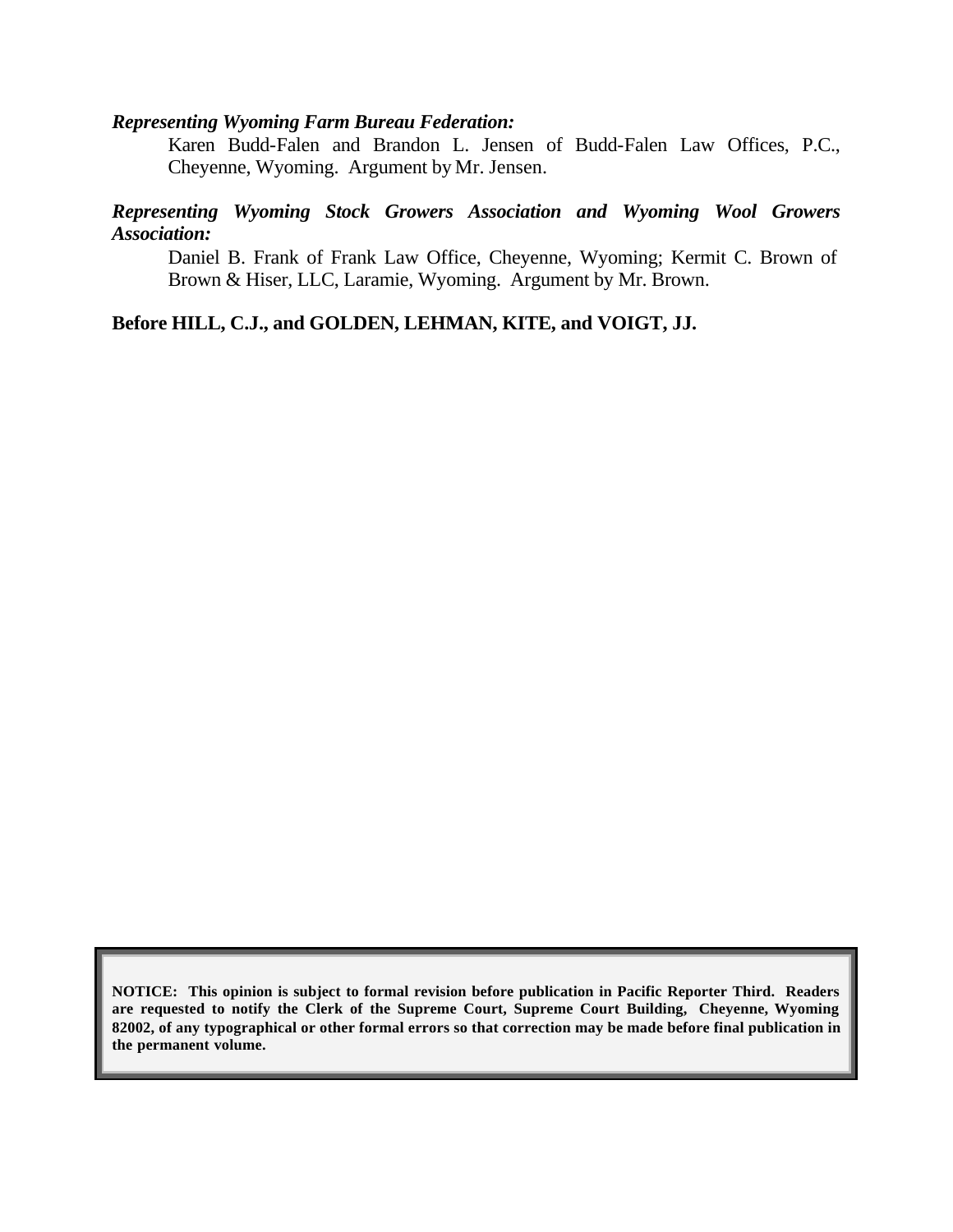*Representing Wyoming Farm Bureau Federation:*

Karen Budd-Falen and Brandon L. Jensen of Budd-Falen Law Offices, P.C., Cheyenne, Wyoming. Argument by Mr. Jensen.

***Representing Wyoming Stock Growers Association and Wyoming Wool Growers Association:***

Daniel B. Frank of Frank Law Office, Cheyenne, Wyoming; Kermit C. Brown of Brown & Hiser, LLC, Laramie, Wyoming. Argument by Mr. Brown.

**Before HILL, C.J., and GOLDEN, LEHMAN, KITE, and VOIGT, JJ.**

**NOTICE: This opinion is subject to formal revision before publication in Pacific Reporter Third. Readers are requested to notify the Clerk of the Supreme Court, Supreme Court Building, Cheyenne, Wyoming 82002, of any typographical or other formal errors so that correction may be made before final publication in the permanent volume.**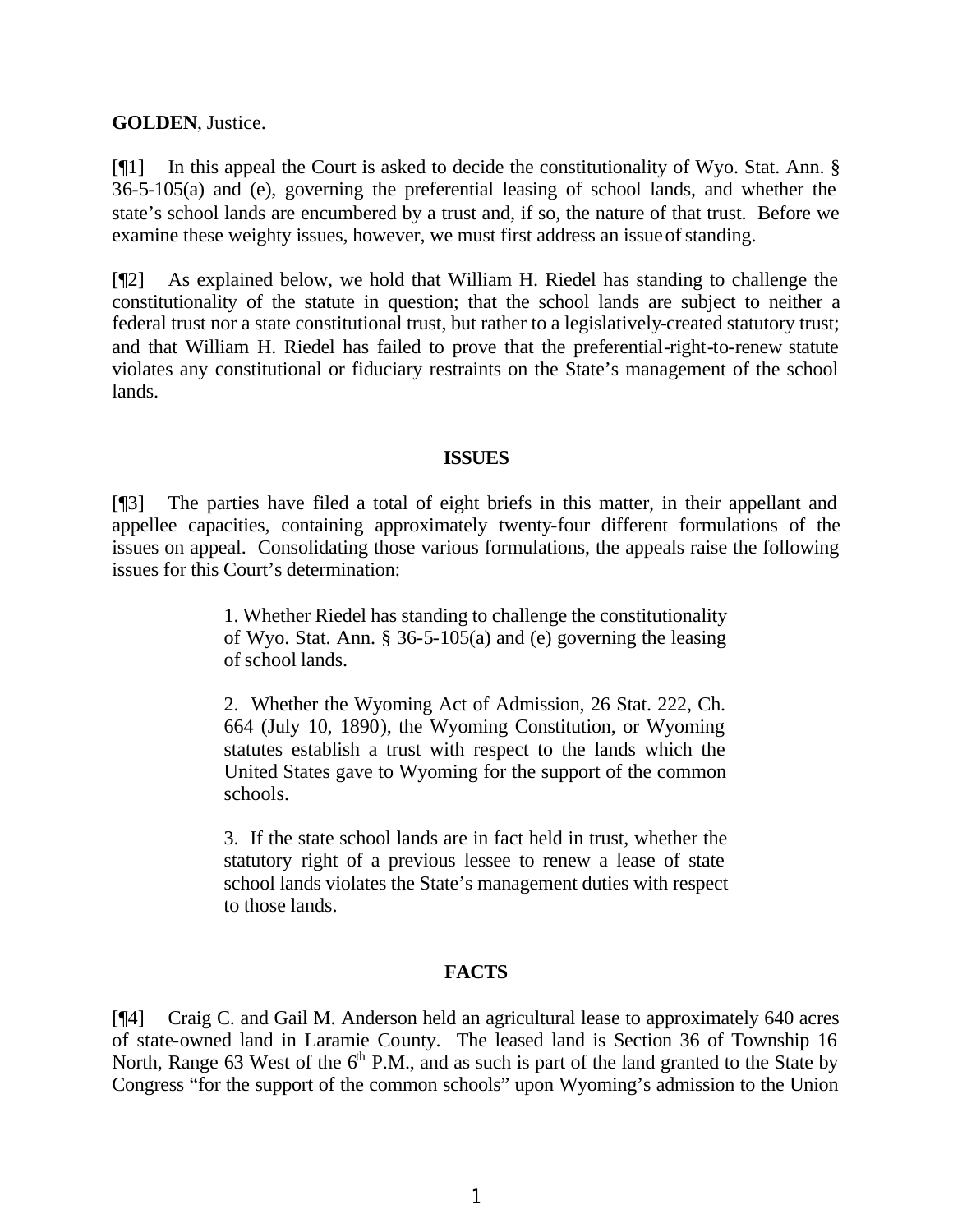**GOLDEN**, Justice.

[¶1] In this appeal the Court is asked to decide the constitutionality of Wyo. Stat. Ann. § 36-5-105(a) and (e), governing the preferential leasing of school lands, and whether the state's school lands are encumbered by a trust and, if so, the nature of that trust. Before we examine these weighty issues, however, we must first address an issue of standing.

[¶2] As explained below, we hold that William H. Riedel has standing to challenge the constitutionality of the statute in question; that the school lands are subject to neither a federal trust nor a state constitutional trust, but rather to a legislatively-created statutory trust; and that William H. Riedel has failed to prove that the preferential-right-to-renew statute violates any constitutional or fiduciary restraints on the State's management of the school lands.

## ISSUES

[¶3] The parties have filed a total of eight briefs in this matter, in their appellant and appellee capacities, containing approximately twenty-four different formulations of the issues on appeal. Consolidating those various formulations, the appeals raise the following issues for this Court's determination:

> 1. Whether Riedel has standing to challenge the constitutionality of Wyo. Stat. Ann. § 36-5-105(a) and (e) governing the leasing of school lands.
>
> 2. Whether the Wyoming Act of Admission, 26 Stat. 222, Ch. 664 (July 10, 1890), the Wyoming Constitution, or Wyoming statutes establish a trust with respect to the lands which the United States gave to Wyoming for the support of the common schools.
>
> 3. If the state school lands are in fact held in trust, whether the statutory right of a previous lessee to renew a lease of state school lands violates the State's management duties with respect to those lands.

## FACTS

[¶4] Craig C. and Gail M. Anderson held an agricultural lease to approximately 640 acres of state-owned land in Laramie County. The leased land is Section 36 of Township 16 North, Range 63 West of the 6th P.M., and as such is part of the land granted to the State by Congress "for the support of the common schools" upon Wyoming's admission to the Union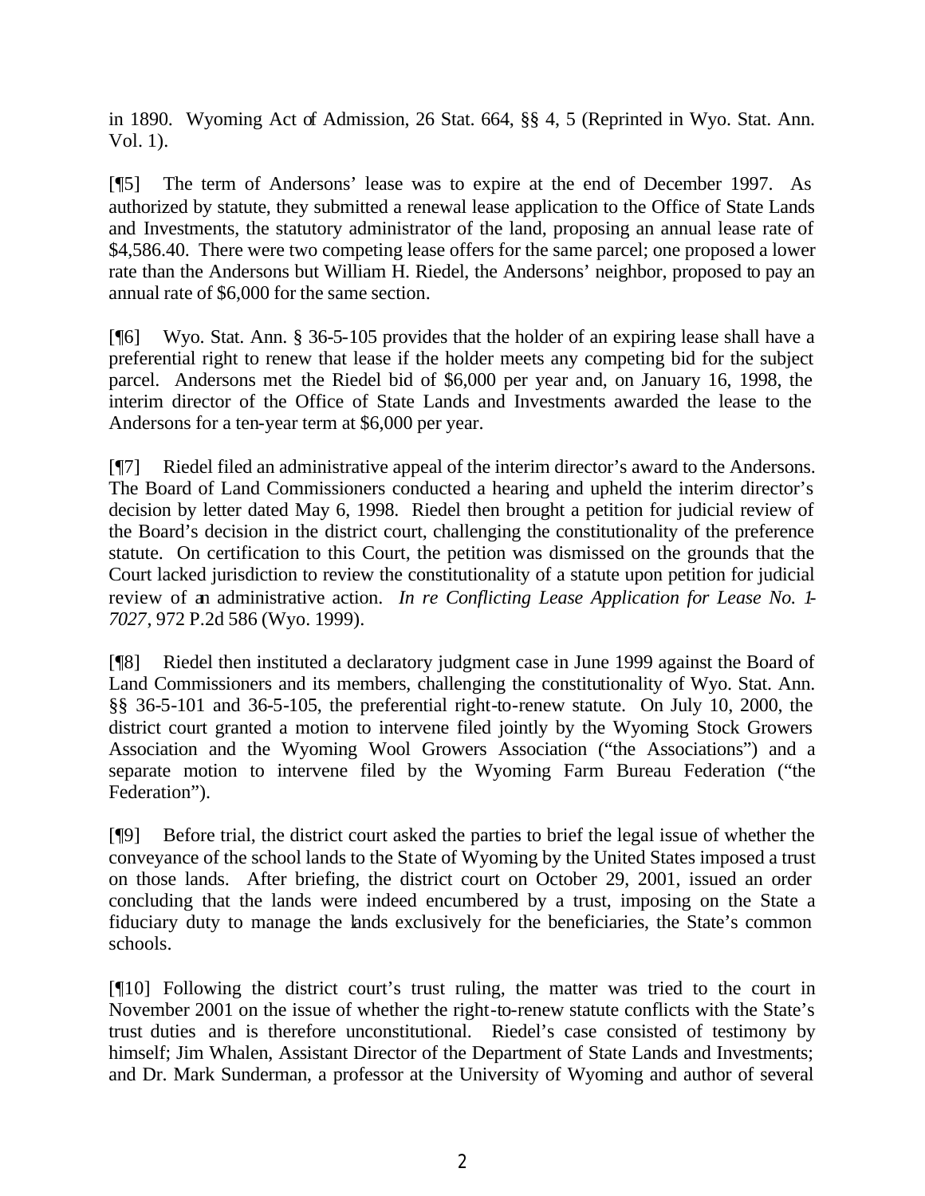in 1890. Wyoming Act of Admission, 26 Stat. 664, §§ 4, 5 (Reprinted in Wyo. Stat. Ann. Vol. 1).

[¶5] The term of Andersons' lease was to expire at the end of December 1997. As authorized by statute, they submitted a renewal lease application to the Office of State Lands and Investments, the statutory administrator of the land, proposing an annual lease rate of $4,586.40. There were two competing lease offers for the same parcel; one proposed a lower rate than the Andersons but William H. Riedel, the Andersons' neighbor, proposed to pay an annual rate of $6,000 for the same section.

[¶6] Wyo. Stat. Ann. § 36-5-105 provides that the holder of an expiring lease shall have a preferential right to renew that lease if the holder meets any competing bid for the subject parcel. Andersons met the Riedel bid of $6,000 per year and, on January 16, 1998, the interim director of the Office of State Lands and Investments awarded the lease to the Andersons for a ten-year term at $6,000 per year.

[¶7] Riedel filed an administrative appeal of the interim director's award to the Andersons. The Board of Land Commissioners conducted a hearing and upheld the interim director's decision by letter dated May 6, 1998. Riedel then brought a petition for judicial review of the Board's decision in the district court, challenging the constitutionality of the preference statute. On certification to this Court, the petition was dismissed on the grounds that the Court lacked jurisdiction to review the constitutionality of a statute upon petition for judicial review of an administrative action. *In re Conflicting Lease Application for Lease No. 1-7027*, 972 P.2d 586 (Wyo. 1999).

[¶8] Riedel then instituted a declaratory judgment case in June 1999 against the Board of Land Commissioners and its members, challenging the constitutionality of Wyo. Stat. Ann. §§ 36-5-101 and 36-5-105, the preferential right-to-renew statute. On July 10, 2000, the district court granted a motion to intervene filed jointly by the Wyoming Stock Growers Association and the Wyoming Wool Growers Association ("the Associations") and a separate motion to intervene filed by the Wyoming Farm Bureau Federation ("the Federation").

[¶9] Before trial, the district court asked the parties to brief the legal issue of whether the conveyance of the school lands to the State of Wyoming by the United States imposed a trust on those lands. After briefing, the district court on October 29, 2001, issued an order concluding that the lands were indeed encumbered by a trust, imposing on the State a fiduciary duty to manage the lands exclusively for the beneficiaries, the State's common schools.

[¶10] Following the district court's trust ruling, the matter was tried to the court in November 2001 on the issue of whether the right-to-renew statute conflicts with the State's trust duties and is therefore unconstitutional. Riedel's case consisted of testimony by himself; Jim Whalen, Assistant Director of the Department of State Lands and Investments; and Dr. Mark Sunderman, a professor at the University of Wyoming and author of several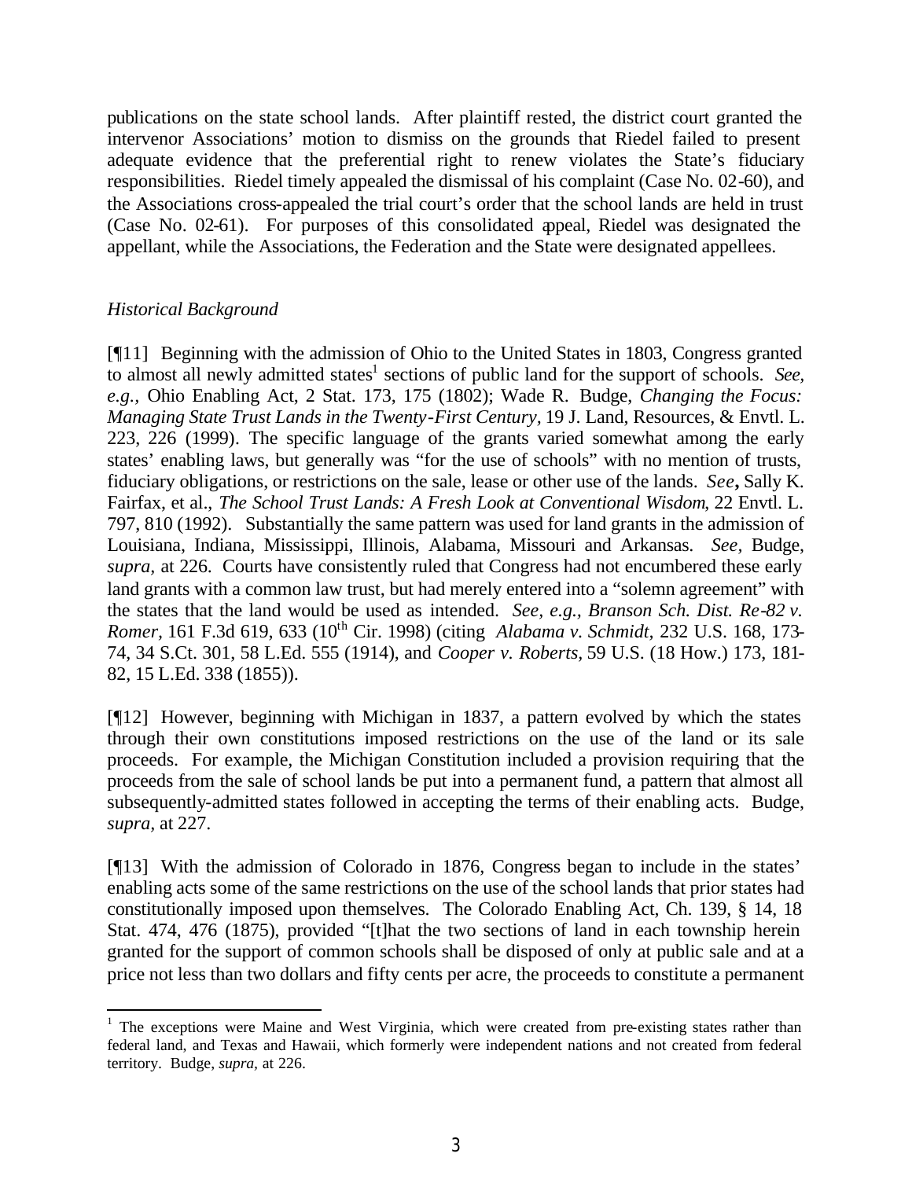publications on the state school lands. After plaintiff rested, the district court granted the intervenor Associations' motion to dismiss on the grounds that Riedel failed to present adequate evidence that the preferential right to renew violates the State's fiduciary responsibilities. Riedel timely appealed the dismissal of his complaint (Case No. 02-60), and the Associations cross-appealed the trial court's order that the school lands are held in trust (Case No. 02-61). For purposes of this consolidated appeal, Riedel was designated the appellant, while the Associations, the Federation and the State were designated appellees.

*Historical Background*

[¶11] Beginning with the admission of Ohio to the United States in 1803, Congress granted to almost all newly admitted states[1] sections of public land for the support of schools. *See, e.g.,* Ohio Enabling Act, 2 Stat. 173, 175 (1802); Wade R. Budge, *Changing the Focus: Managing State Trust Lands in the Twenty-First Century,* 19 J. Land, Resources, & Envtl. L. 223, 226 (1999). The specific language of the grants varied somewhat among the early states' enabling laws, but generally was "for the use of schools" with no mention of trusts, fiduciary obligations, or restrictions on the sale, lease or other use of the lands. *See***,** Sally K. Fairfax, et al., *The School Trust Lands: A Fresh Look at Conventional Wisdom*, 22 Envtl. L. 797, 810 (1992). Substantially the same pattern was used for land grants in the admission of Louisiana, Indiana, Mississippi, Illinois, Alabama, Missouri and Arkansas. *See,* Budge, *supra,* at 226. Courts have consistently ruled that Congress had not encumbered these early land grants with a common law trust, but had merely entered into a "solemn agreement" with the states that the land would be used as intended. *See, e.g., Branson Sch. Dist. Re-82 v. Romer,* 161 F.3d 619, 633 (10th Cir. 1998) (citing *Alabama v. Schmidt,* 232 U.S. 168, 173-74, 34 S.Ct. 301, 58 L.Ed. 555 (1914), and *Cooper v. Roberts,* 59 U.S. (18 How.) 173, 181-82, 15 L.Ed. 338 (1855)).

[¶12] However, beginning with Michigan in 1837, a pattern evolved by which the states through their own constitutions imposed restrictions on the use of the land or its sale proceeds. For example, the Michigan Constitution included a provision requiring that the proceeds from the sale of school lands be put into a permanent fund, a pattern that almost all subsequently-admitted states followed in accepting the terms of their enabling acts. Budge, *supra,* at 227.

[¶13] With the admission of Colorado in 1876, Congress began to include in the states' enabling acts some of the same restrictions on the use of the school lands that prior states had constitutionally imposed upon themselves. The Colorado Enabling Act, Ch. 139, § 14, 18 Stat. 474, 476 (1875), provided "[t]hat the two sections of land in each township herein granted for the support of common schools shall be disposed of only at public sale and at a price not less than two dollars and fifty cents per acre, the proceeds to constitute a permanent

---

[1] The exceptions were Maine and West Virginia, which were created from pre-existing states rather than federal land, and Texas and Hawaii, which formerly were independent nations and not created from federal territory. Budge, *supra,* at 226.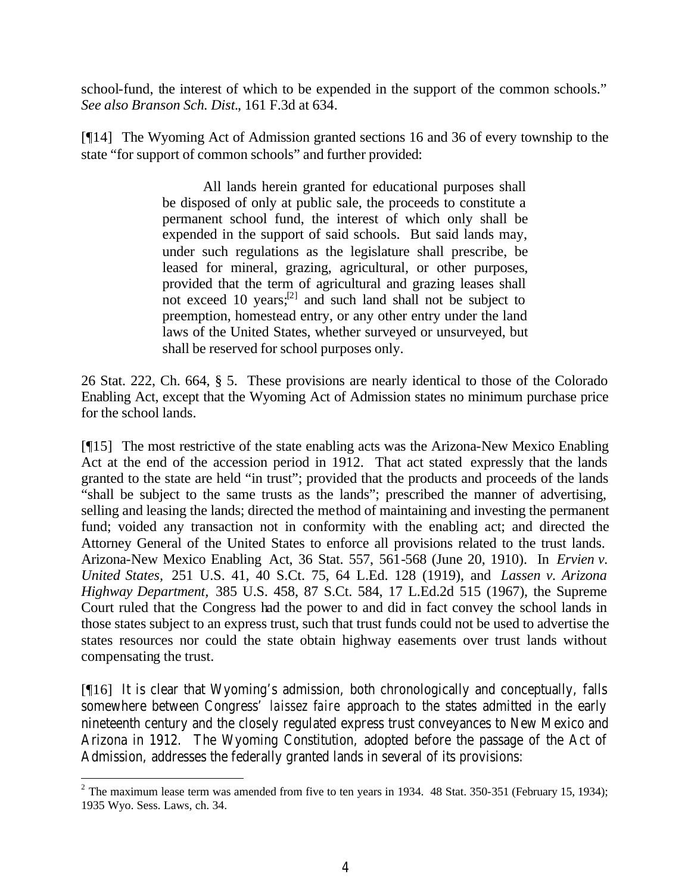school-fund, the interest of which to be expended in the support of the common schools." *See also Branson Sch. Dist*., 161 F.3d at 634.

[¶14] The Wyoming Act of Admission granted sections 16 and 36 of every township to the state "for support of common schools" and further provided:

> All lands herein granted for educational purposes shall be disposed of only at public sale, the proceeds to constitute a permanent school fund, the interest of which only shall be expended in the support of said schools. But said lands may, under such regulations as the legislature shall prescribe, be leased for mineral, grazing, agricultural, or other purposes, provided that the term of agricultural and grazing leases shall not exceed 10 years;[2] and such land shall not be subject to preemption, homestead entry, or any other entry under the land laws of the United States, whether surveyed or unsurveyed, but shall be reserved for school purposes only.

26 Stat. 222, Ch. 664, § 5. These provisions are nearly identical to those of the Colorado Enabling Act, except that the Wyoming Act of Admission states no minimum purchase price for the school lands.

[¶15] The most restrictive of the state enabling acts was the Arizona-New Mexico Enabling Act at the end of the accession period in 1912. That act stated expressly that the lands granted to the state are held "in trust"; provided that the products and proceeds of the lands "shall be subject to the same trusts as the lands"; prescribed the manner of advertising, selling and leasing the lands; directed the method of maintaining and investing the permanent fund; voided any transaction not in conformity with the enabling act; and directed the Attorney General of the United States to enforce all provisions related to the trust lands. Arizona-New Mexico Enabling Act, 36 Stat. 557, 561-568 (June 20, 1910). In *Ervien v. United States*, 251 U.S. 41, 40 S.Ct. 75, 64 L.Ed. 128 (1919), and *Lassen v. Arizona Highway Department*, 385 U.S. 458, 87 S.Ct. 584, 17 L.Ed.2d 515 (1967), the Supreme Court ruled that the Congress had the power to and did in fact convey the school lands in those states subject to an express trust, such that trust funds could not be used to advertise the states resources nor could the state obtain highway easements over trust lands without compensating the trust.

[¶16] It is clear that Wyoming's admission, both chronologically and conceptually, falls somewhere between Congress' *laissez faire* approach to the states admitted in the early nineteenth century and the closely regulated express trust conveyances to New Mexico and Arizona in 1912. The Wyoming Constitution, adopted before the passage of the Act of Admission, addresses the federally granted lands in several of its provisions:

[2] The maximum lease term was amended from five to ten years in 1934. 48 Stat. 350-351 (February 15, 1934); 1935 Wyo. Sess. Laws, ch. 34.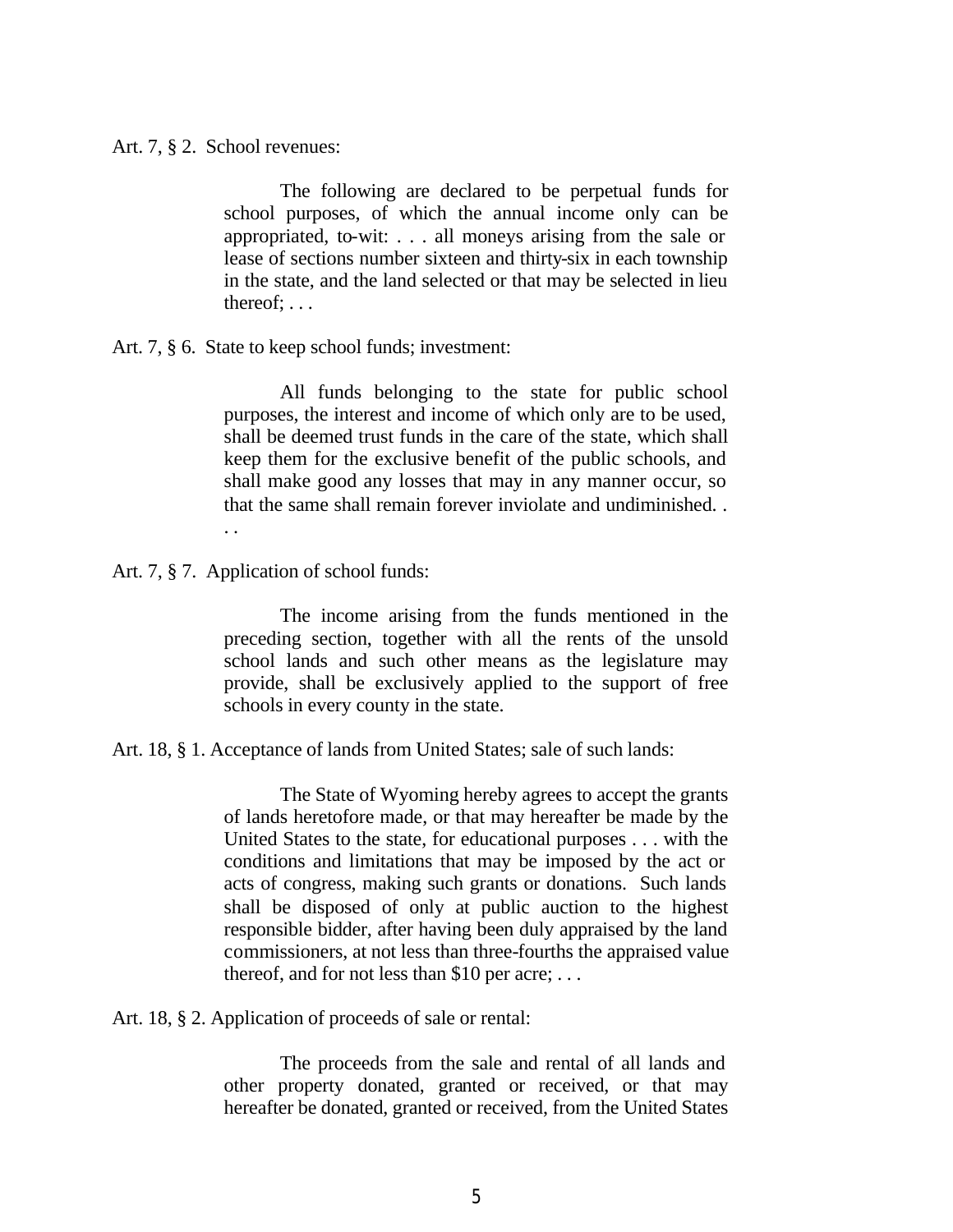Art. 7, § 2. School revenues:

> The following are declared to be perpetual funds for school purposes, of which the annual income only can be appropriated, to-wit: . . . all moneys arising from the sale or lease of sections number sixteen and thirty-six in each township in the state, and the land selected or that may be selected in lieu thereof; . . .

Art. 7, § 6. State to keep school funds; investment:

> All funds belonging to the state for public school purposes, the interest and income of which only are to be used, shall be deemed trust funds in the care of the state, which shall keep them for the exclusive benefit of the public schools, and shall make good any losses that may in any manner occur, so that the same shall remain forever inviolate and undiminished. . . .

Art. 7, § 7. Application of school funds:

> The income arising from the funds mentioned in the preceding section, together with all the rents of the unsold school lands and such other means as the legislature may provide, shall be exclusively applied to the support of free schools in every county in the state.

Art. 18, § 1. Acceptance of lands from United States; sale of such lands:

> The State of Wyoming hereby agrees to accept the grants of lands heretofore made, or that may hereafter be made by the United States to the state, for educational purposes . . . with the conditions and limitations that may be imposed by the act or acts of congress, making such grants or donations. Such lands shall be disposed of only at public auction to the highest responsible bidder, after having been duly appraised by the land commissioners, at not less than three-fourths the appraised value thereof, and for not less than $10 per acre; . . .

Art. 18, § 2. Application of proceeds of sale or rental:

> The proceeds from the sale and rental of all lands and other property donated, granted or received, or that may hereafter be donated, granted or received, from the United States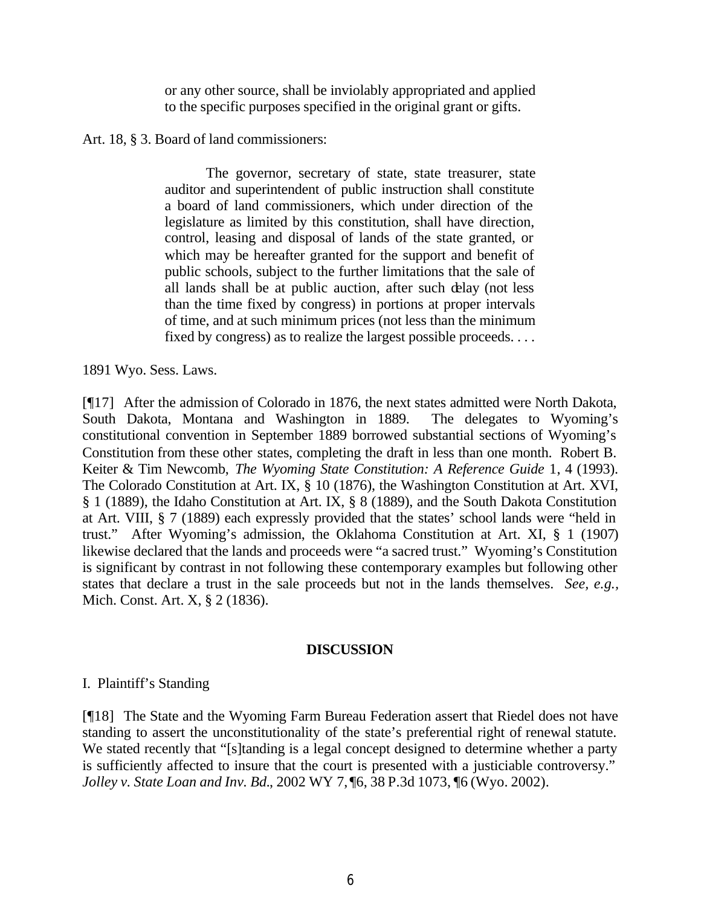> or any other source, shall be inviolably appropriated and applied to the specific purposes specified in the original grant or gifts.

Art. 18, § 3. Board of land commissioners:

> The governor, secretary of state, state treasurer, state auditor and superintendent of public instruction shall constitute a board of land commissioners, which under direction of the legislature as limited by this constitution, shall have direction, control, leasing and disposal of lands of the state granted, or which may be hereafter granted for the support and benefit of public schools, subject to the further limitations that the sale of all lands shall be at public auction, after such delay (not less than the time fixed by congress) in portions at proper intervals of time, and at such minimum prices (not less than the minimum fixed by congress) as to realize the largest possible proceeds. . . .

1891 Wyo. Sess. Laws.

[¶17] After the admission of Colorado in 1876, the next states admitted were North Dakota, South Dakota, Montana and Washington in 1889. The delegates to Wyoming's constitutional convention in September 1889 borrowed substantial sections of Wyoming's Constitution from these other states, completing the draft in less than one month. Robert B. Keiter & Tim Newcomb, *The Wyoming State Constitution: A Reference Guide* 1, 4 (1993). The Colorado Constitution at Art. IX, § 10 (1876), the Washington Constitution at Art. XVI, § 1 (1889), the Idaho Constitution at Art. IX, § 8 (1889), and the South Dakota Constitution at Art. VIII, § 7 (1889) each expressly provided that the states' school lands were "held in trust." After Wyoming's admission, the Oklahoma Constitution at Art. XI, § 1 (1907) likewise declared that the lands and proceeds were "a sacred trust." Wyoming's Constitution is significant by contrast in not following these contemporary examples but following other states that declare a trust in the sale proceeds but not in the lands themselves. *See, e.g.*, Mich. Const. Art. X, § 2 (1836).

## DISCUSSION

I. Plaintiff's Standing

[¶18] The State and the Wyoming Farm Bureau Federation assert that Riedel does not have standing to assert the unconstitutionality of the state's preferential right of renewal statute. We stated recently that "[s]tanding is a legal concept designed to determine whether a party is sufficiently affected to insure that the court is presented with a justiciable controversy." *Jolley v. State Loan and Inv. Bd.*, 2002 WY 7, ¶6, 38 P.3d 1073, ¶6 (Wyo. 2002).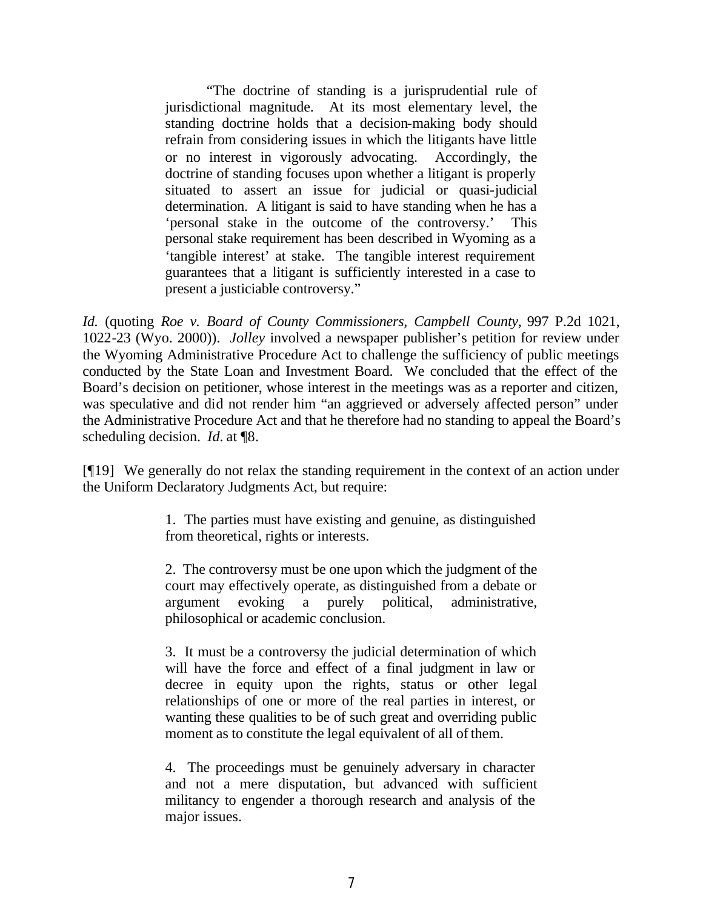> "The doctrine of standing is a jurisprudential rule of jurisdictional magnitude. At its most elementary level, the standing doctrine holds that a decision-making body should refrain from considering issues in which the litigants have little or no interest in vigorously advocating. Accordingly, the doctrine of standing focuses upon whether a litigant is properly situated to assert an issue for judicial or quasi-judicial determination. A litigant is said to have standing when he has a 'personal stake in the outcome of the controversy.' This personal stake requirement has been described in Wyoming as a 'tangible interest' at stake. The tangible interest requirement guarantees that a litigant is sufficiently interested in a case to present a justiciable controversy."

*Id.* (quoting *Roe v. Board of County Commissioners, Campbell County*, 997 P.2d 1021, 1022-23 (Wyo. 2000)). *Jolley* involved a newspaper publisher's petition for review under the Wyoming Administrative Procedure Act to challenge the sufficiency of public meetings conducted by the State Loan and Investment Board. We concluded that the effect of the Board's decision on petitioner, whose interest in the meetings was as a reporter and citizen, was speculative and did not render him "an aggrieved or adversely affected person" under the Administrative Procedure Act and that he therefore had no standing to appeal the Board's scheduling decision. *Id.* at ¶8.

[¶19] We generally do not relax the standing requirement in the context of an action under the Uniform Declaratory Judgments Act, but require:

> 1. The parties must have existing and genuine, as distinguished from theoretical, rights or interests.
>
> 2. The controversy must be one upon which the judgment of the court may effectively operate, as distinguished from a debate or argument evoking a purely political, administrative, philosophical or academic conclusion.
>
> 3. It must be a controversy the judicial determination of which will have the force and effect of a final judgment in law or decree in equity upon the rights, status or other legal relationships of one or more of the real parties in interest, or wanting these qualities to be of such great and overriding public moment as to constitute the legal equivalent of all of them.
>
> 4. The proceedings must be genuinely adversary in character and not a mere disputation, but advanced with sufficient militancy to engender a thorough research and analysis of the major issues.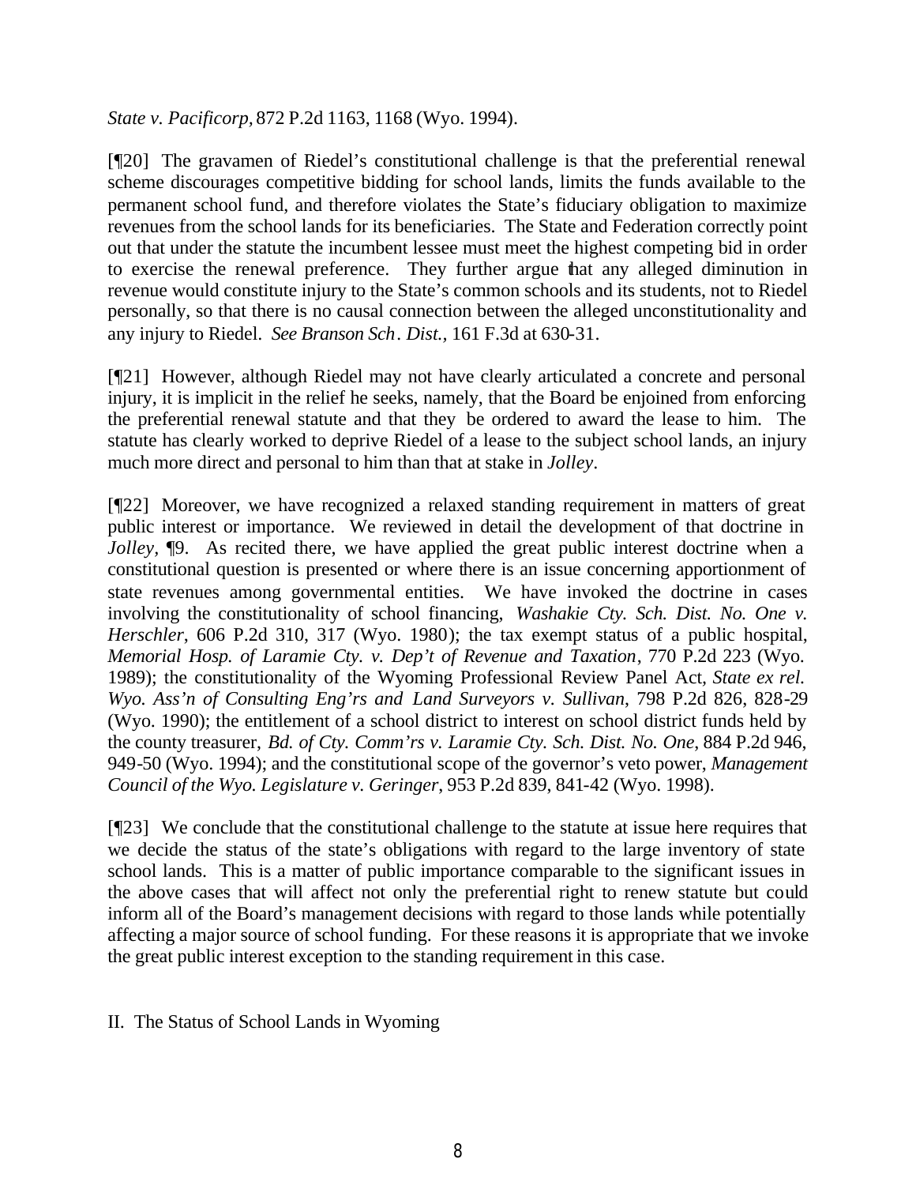*State v. Pacificorp*, 872 P.2d 1163, 1168 (Wyo. 1994).

[¶20] The gravamen of Riedel's constitutional challenge is that the preferential renewal scheme discourages competitive bidding for school lands, limits the funds available to the permanent school fund, and therefore violates the State's fiduciary obligation to maximize revenues from the school lands for its beneficiaries. The State and Federation correctly point out that under the statute the incumbent lessee must meet the highest competing bid in order to exercise the renewal preference. They further argue that any alleged diminution in revenue would constitute injury to the State's common schools and its students, not to Riedel personally, so that there is no causal connection between the alleged unconstitutionality and any injury to Riedel. *See Branson Sch. Dist.*, 161 F.3d at 630-31.

[¶21] However, although Riedel may not have clearly articulated a concrete and personal injury, it is implicit in the relief he seeks, namely, that the Board be enjoined from enforcing the preferential renewal statute and that they be ordered to award the lease to him. The statute has clearly worked to deprive Riedel of a lease to the subject school lands, an injury much more direct and personal to him than that at stake in *Jolley*.

[¶22] Moreover, we have recognized a relaxed standing requirement in matters of great public interest or importance. We reviewed in detail the development of that doctrine in *Jolley*, ¶9. As recited there, we have applied the great public interest doctrine when a constitutional question is presented or where there is an issue concerning apportionment of state revenues among governmental entities. We have invoked the doctrine in cases involving the constitutionality of school financing, *Washakie Cty. Sch. Dist. No. One v. Herschler*, 606 P.2d 310, 317 (Wyo. 1980); the tax exempt status of a public hospital, *Memorial Hosp. of Laramie Cty. v. Dep't of Revenue and Taxation*, 770 P.2d 223 (Wyo. 1989); the constitutionality of the Wyoming Professional Review Panel Act, *State ex rel. Wyo. Ass'n of Consulting Eng'rs and Land Surveyors v. Sullivan*, 798 P.2d 826, 828-29 (Wyo. 1990); the entitlement of a school district to interest on school district funds held by the county treasurer, *Bd. of Cty. Comm'rs v. Laramie Cty. Sch. Dist. No. One*, 884 P.2d 946, 949-50 (Wyo. 1994); and the constitutional scope of the governor's veto power, *Management Council of the Wyo. Legislature v. Geringer*, 953 P.2d 839, 841-42 (Wyo. 1998).

[¶23] We conclude that the constitutional challenge to the statute at issue here requires that we decide the status of the state's obligations with regard to the large inventory of state school lands. This is a matter of public importance comparable to the significant issues in the above cases that will affect not only the preferential right to renew statute but could inform all of the Board's management decisions with regard to those lands while potentially affecting a major source of school funding. For these reasons it is appropriate that we invoke the great public interest exception to the standing requirement in this case.

## II. The Status of School Lands in Wyoming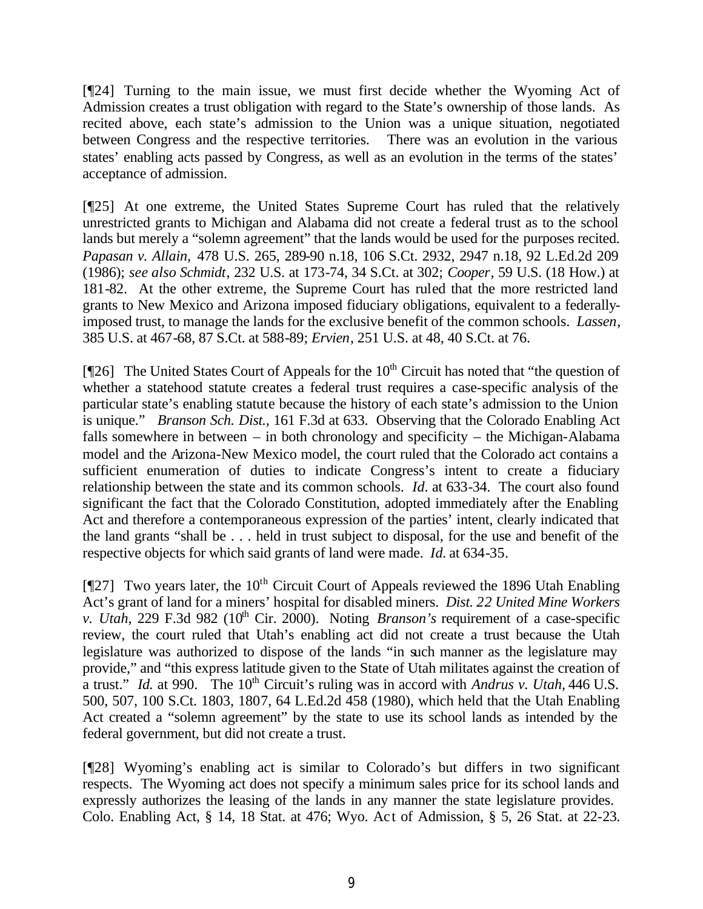[¶24] Turning to the main issue, we must first decide whether the Wyoming Act of Admission creates a trust obligation with regard to the State's ownership of those lands. As recited above, each state's admission to the Union was a unique situation, negotiated between Congress and the respective territories. There was an evolution in the various states' enabling acts passed by Congress, as well as an evolution in the terms of the states' acceptance of admission.

[¶25] At one extreme, the United States Supreme Court has ruled that the relatively unrestricted grants to Michigan and Alabama did not create a federal trust as to the school lands but merely a "solemn agreement" that the lands would be used for the purposes recited. *Papasan v. Allain*, 478 U.S. 265, 289-90 n.18, 106 S.Ct. 2932, 2947 n.18, 92 L.Ed.2d 209 (1986); *see also Schmidt*, 232 U.S. at 173-74, 34 S.Ct. at 302; *Cooper*, 59 U.S. (18 How.) at 181-82. At the other extreme, the Supreme Court has ruled that the more restricted land grants to New Mexico and Arizona imposed fiduciary obligations, equivalent to a federally-imposed trust, to manage the lands for the exclusive benefit of the common schools. *Lassen*, 385 U.S. at 467-68, 87 S.Ct. at 588-89; *Ervien*, 251 U.S. at 48, 40 S.Ct. at 76.

[¶26] The United States Court of Appeals for the 10th Circuit has noted that "the question of whether a statehood statute creates a federal trust requires a case-specific analysis of the particular state's enabling statute because the history of each state's admission to the Union is unique." *Branson Sch. Dist.*, 161 F.3d at 633. Observing that the Colorado Enabling Act falls somewhere in between – in both chronology and specificity – the Michigan-Alabama model and the Arizona-New Mexico model, the court ruled that the Colorado act contains a sufficient enumeration of duties to indicate Congress's intent to create a fiduciary relationship between the state and its common schools. *Id.* at 633-34. The court also found significant the fact that the Colorado Constitution, adopted immediately after the Enabling Act and therefore a contemporaneous expression of the parties' intent, clearly indicated that the land grants "shall be . . . held in trust subject to disposal, for the use and benefit of the respective objects for which said grants of land were made. *Id.* at 634-35.

[¶27] Two years later, the 10th Circuit Court of Appeals reviewed the 1896 Utah Enabling Act's grant of land for a miners' hospital for disabled miners. *Dist. 22 United Mine Workers v. Utah*, 229 F.3d 982 (10th Cir. 2000). Noting *Branson's* requirement of a case-specific review, the court ruled that Utah's enabling act did not create a trust because the Utah legislature was authorized to dispose of the lands "in such manner as the legislature may provide," and "this express latitude given to the State of Utah militates against the creation of a trust." *Id.* at 990. The 10th Circuit's ruling was in accord with *Andrus v. Utah*, 446 U.S. 500, 507, 100 S.Ct. 1803, 1807, 64 L.Ed.2d 458 (1980), which held that the Utah Enabling Act created a "solemn agreement" by the state to use its school lands as intended by the federal government, but did not create a trust.

[¶28] Wyoming's enabling act is similar to Colorado's but differs in two significant respects. The Wyoming act does not specify a minimum sales price for its school lands and expressly authorizes the leasing of the lands in any manner the state legislature provides. Colo. Enabling Act, § 14, 18 Stat. at 476; Wyo. Act of Admission, § 5, 26 Stat. at 22-23.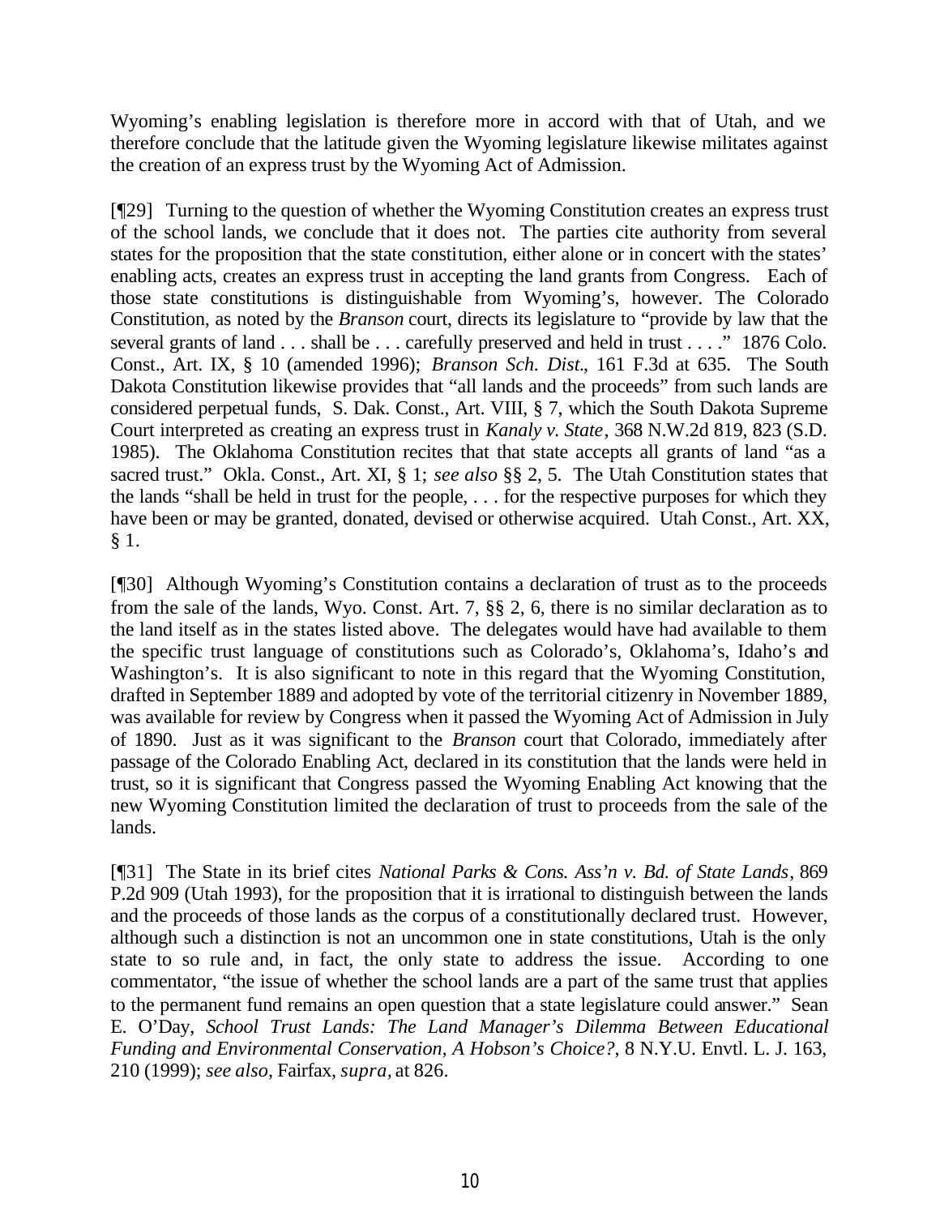Wyoming's enabling legislation is therefore more in accord with that of Utah, and we therefore conclude that the latitude given the Wyoming legislature likewise militates against the creation of an express trust by the Wyoming Act of Admission.

[¶29] Turning to the question of whether the Wyoming Constitution creates an express trust of the school lands, we conclude that it does not. The parties cite authority from several states for the proposition that the state constitution, either alone or in concert with the states' enabling acts, creates an express trust in accepting the land grants from Congress. Each of those state constitutions is distinguishable from Wyoming's, however. The Colorado Constitution, as noted by the *Branson* court, directs its legislature to "provide by law that the several grants of land . . . shall be . . . carefully preserved and held in trust . . . ." 1876 Colo. Const., Art. IX, § 10 (amended 1996); *Branson Sch. Dist.*, 161 F.3d at 635. The South Dakota Constitution likewise provides that "all lands and the proceeds" from such lands are considered perpetual funds, S. Dak. Const., Art. VIII, § 7, which the South Dakota Supreme Court interpreted as creating an express trust in *Kanaly v. State*, 368 N.W.2d 819, 823 (S.D. 1985). The Oklahoma Constitution recites that that state accepts all grants of land "as a sacred trust." Okla. Const., Art. XI, § 1; *see also* §§ 2, 5. The Utah Constitution states that the lands "shall be held in trust for the people, . . . for the respective purposes for which they have been or may be granted, donated, devised or otherwise acquired. Utah Const., Art. XX, § 1.

[¶30] Although Wyoming's Constitution contains a declaration of trust as to the proceeds from the sale of the lands, Wyo. Const. Art. 7, §§ 2, 6, there is no similar declaration as to the land itself as in the states listed above. The delegates would have had available to them the specific trust language of constitutions such as Colorado's, Oklahoma's, Idaho's and Washington's. It is also significant to note in this regard that the Wyoming Constitution, drafted in September 1889 and adopted by vote of the territorial citizenry in November 1889, was available for review by Congress when it passed the Wyoming Act of Admission in July of 1890. Just as it was significant to the *Branson* court that Colorado, immediately after passage of the Colorado Enabling Act, declared in its constitution that the lands were held in trust, so it is significant that Congress passed the Wyoming Enabling Act knowing that the new Wyoming Constitution limited the declaration of trust to proceeds from the sale of the lands.

[¶31] The State in its brief cites *National Parks & Cons. Ass'n v. Bd. of State Lands*, 869 P.2d 909 (Utah 1993), for the proposition that it is irrational to distinguish between the lands and the proceeds of those lands as the corpus of a constitutionally declared trust. However, although such a distinction is not an uncommon one in state constitutions, Utah is the only state to so rule and, in fact, the only state to address the issue. According to one commentator, "the issue of whether the school lands are a part of the same trust that applies to the permanent fund remains an open question that a state legislature could answer." Sean E. O'Day, *School Trust Lands: The Land Manager's Dilemma Between Educational Funding and Environmental Conservation, A Hobson's Choice?*, 8 N.Y.U. Envtl. L. J. 163, 210 (1999); *see also*, Fairfax, *supra*, at 826.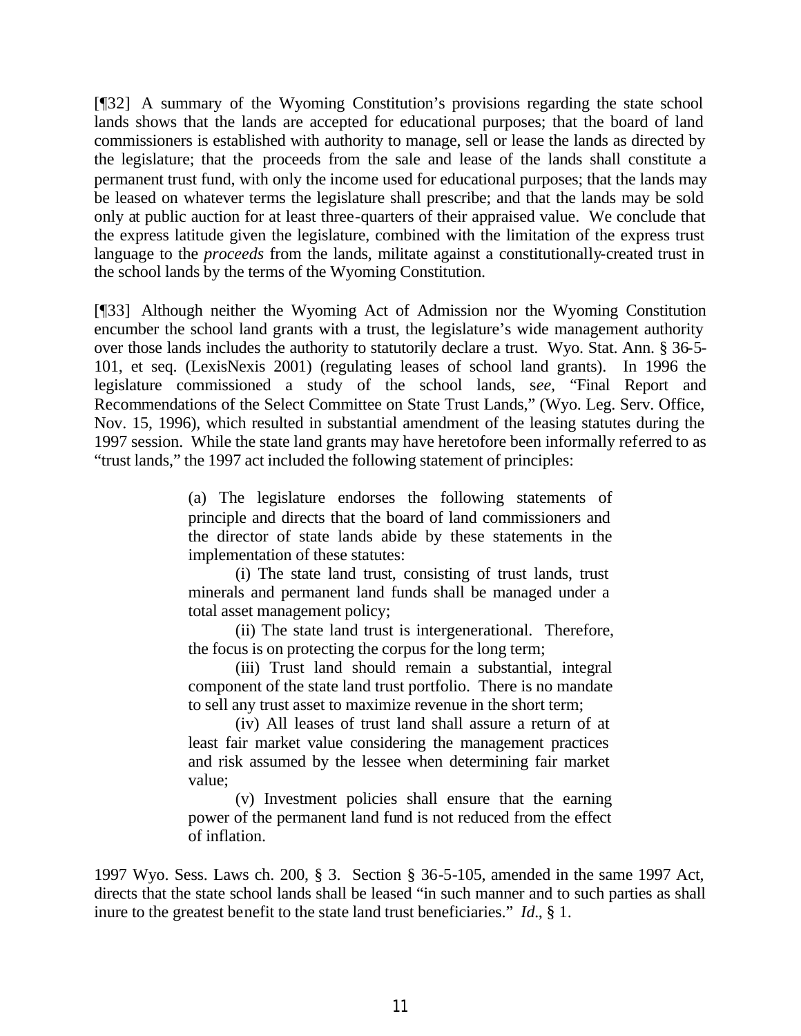[¶32] A summary of the Wyoming Constitution's provisions regarding the state school lands shows that the lands are accepted for educational purposes; that the board of land commissioners is established with authority to manage, sell or lease the lands as directed by the legislature; that the proceeds from the sale and lease of the lands shall constitute a permanent trust fund, with only the income used for educational purposes; that the lands may be leased on whatever terms the legislature shall prescribe; and that the lands may be sold only at public auction for at least three-quarters of their appraised value. We conclude that the express latitude given the legislature, combined with the limitation of the express trust language to the *proceeds* from the lands, militate against a constitutionally-created trust in the school lands by the terms of the Wyoming Constitution.

[¶33] Although neither the Wyoming Act of Admission nor the Wyoming Constitution encumber the school land grants with a trust, the legislature's wide management authority over those lands includes the authority to statutorily declare a trust. Wyo. Stat. Ann. § 36-5-101, et seq. (LexisNexis 2001) (regulating leases of school land grants). In 1996 the legislature commissioned a study of the school lands, s*ee*, "Final Report and Recommendations of the Select Committee on State Trust Lands," (Wyo. Leg. Serv. Office, Nov. 15, 1996), which resulted in substantial amendment of the leasing statutes during the 1997 session. While the state land grants may have heretofore been informally referred to as "trust lands," the 1997 act included the following statement of principles:

> (a) The legislature endorses the following statements of principle and directs that the board of land commissioners and the director of state lands abide by these statements in the implementation of these statutes:
>
> (i) The state land trust, consisting of trust lands, trust minerals and permanent land funds shall be managed under a total asset management policy;
>
> (ii) The state land trust is intergenerational. Therefore, the focus is on protecting the corpus for the long term;
>
> (iii) Trust land should remain a substantial, integral component of the state land trust portfolio. There is no mandate to sell any trust asset to maximize revenue in the short term;
>
> (iv) All leases of trust land shall assure a return of at least fair market value considering the management practices and risk assumed by the lessee when determining fair market value;
>
> (v) Investment policies shall ensure that the earning power of the permanent land fund is not reduced from the effect of inflation.

1997 Wyo. Sess. Laws ch. 200, § 3. Section § 36-5-105, amended in the same 1997 Act, directs that the state school lands shall be leased "in such manner and to such parties as shall inure to the greatest benefit to the state land trust beneficiaries." *Id*., § 1.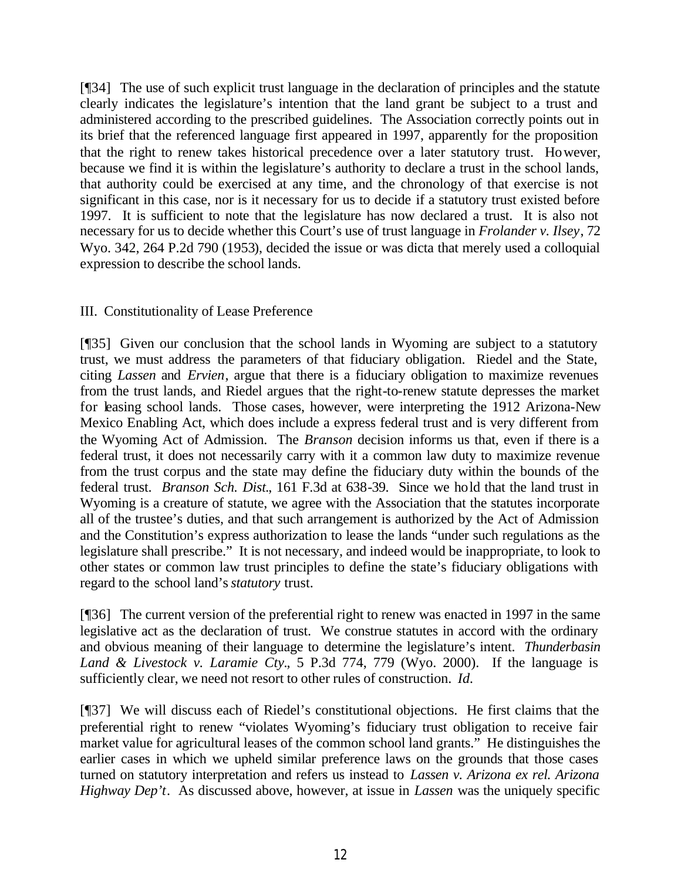[¶34] The use of such explicit trust language in the declaration of principles and the statute clearly indicates the legislature's intention that the land grant be subject to a trust and administered according to the prescribed guidelines. The Association correctly points out in its brief that the referenced language first appeared in 1997, apparently for the proposition that the right to renew takes historical precedence over a later statutory trust. However, because we find it is within the legislature's authority to declare a trust in the school lands, that authority could be exercised at any time, and the chronology of that exercise is not significant in this case, nor is it necessary for us to decide if a statutory trust existed before 1997. It is sufficient to note that the legislature has now declared a trust. It is also not necessary for us to decide whether this Court's use of trust language in *Frolander v. Ilsey*, 72 Wyo. 342, 264 P.2d 790 (1953), decided the issue or was dicta that merely used a colloquial expression to describe the school lands.

III. Constitutionality of Lease Preference

[¶35] Given our conclusion that the school lands in Wyoming are subject to a statutory trust, we must address the parameters of that fiduciary obligation. Riedel and the State, citing *Lassen* and *Ervien*, argue that there is a fiduciary obligation to maximize revenues from the trust lands, and Riedel argues that the right-to-renew statute depresses the market for leasing school lands. Those cases, however, were interpreting the 1912 Arizona-New Mexico Enabling Act, which does include a express federal trust and is very different from the Wyoming Act of Admission. The *Branson* decision informs us that, even if there is a federal trust, it does not necessarily carry with it a common law duty to maximize revenue from the trust corpus and the state may define the fiduciary duty within the bounds of the federal trust. *Branson Sch. Dist.*, 161 F.3d at 638-39. Since we hold that the land trust in Wyoming is a creature of statute, we agree with the Association that the statutes incorporate all of the trustee's duties, and that such arrangement is authorized by the Act of Admission and the Constitution's express authorization to lease the lands "under such regulations as the legislature shall prescribe." It is not necessary, and indeed would be inappropriate, to look to other states or common law trust principles to define the state's fiduciary obligations with regard to the school land's *statutory* trust.

[¶36] The current version of the preferential right to renew was enacted in 1997 in the same legislative act as the declaration of trust. We construe statutes in accord with the ordinary and obvious meaning of their language to determine the legislature's intent. *Thunderbasin Land & Livestock v. Laramie Cty.*, 5 P.3d 774, 779 (Wyo. 2000). If the language is sufficiently clear, we need not resort to other rules of construction. *Id.*

[¶37] We will discuss each of Riedel's constitutional objections. He first claims that the preferential right to renew "violates Wyoming's fiduciary trust obligation to receive fair market value for agricultural leases of the common school land grants." He distinguishes the earlier cases in which we upheld similar preference laws on the grounds that those cases turned on statutory interpretation and refers us instead to *Lassen v. Arizona ex rel. Arizona Highway Dep't*. As discussed above, however, at issue in *Lassen* was the uniquely specific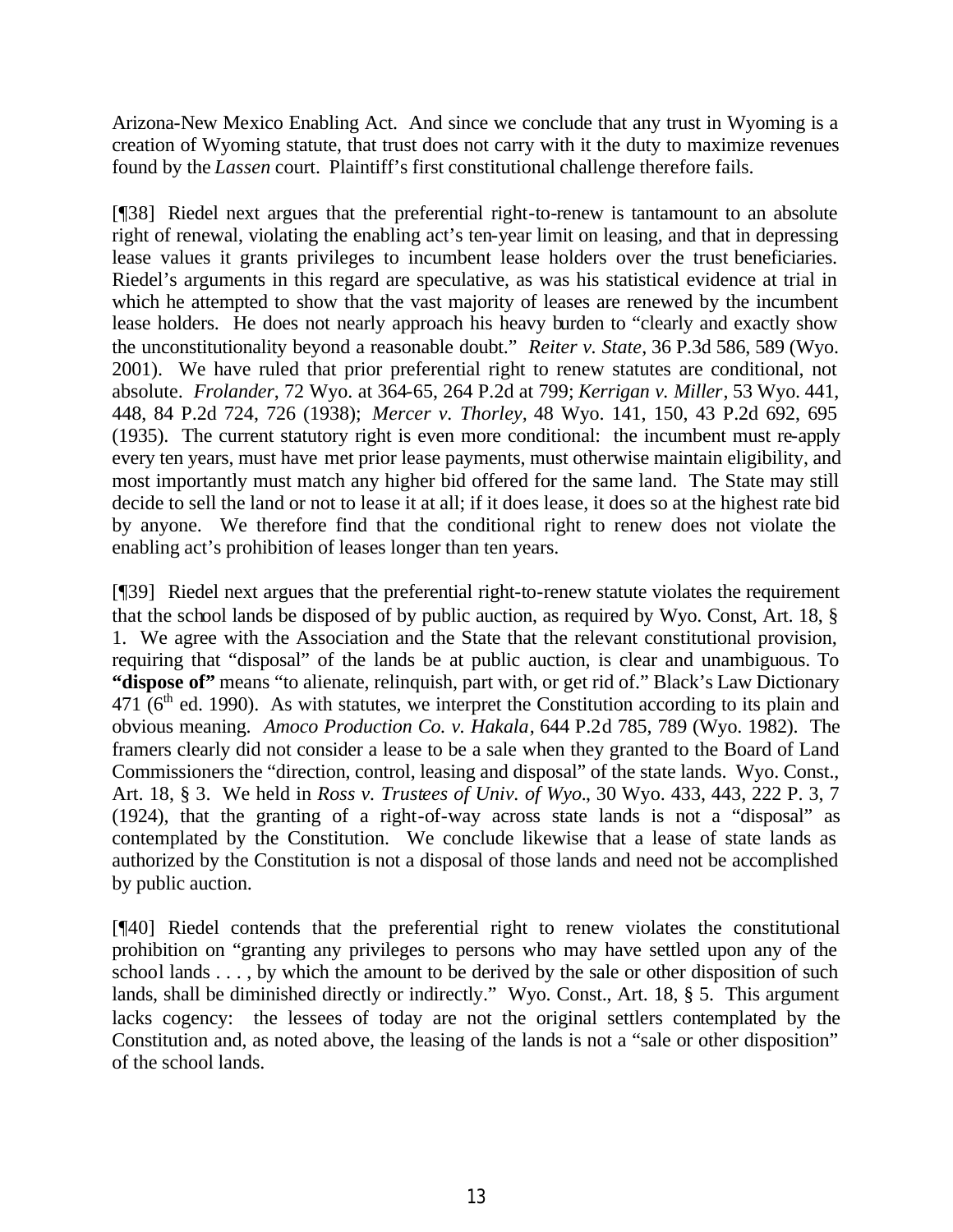Arizona-New Mexico Enabling Act. And since we conclude that any trust in Wyoming is a creation of Wyoming statute, that trust does not carry with it the duty to maximize revenues found by the *Lassen* court. Plaintiff's first constitutional challenge therefore fails.

[¶38] Riedel next argues that the preferential right-to-renew is tantamount to an absolute right of renewal, violating the enabling act's ten-year limit on leasing, and that in depressing lease values it grants privileges to incumbent lease holders over the trust beneficiaries. Riedel's arguments in this regard are speculative, as was his statistical evidence at trial in which he attempted to show that the vast majority of leases are renewed by the incumbent lease holders. He does not nearly approach his heavy burden to "clearly and exactly show the unconstitutionality beyond a reasonable doubt." *Reiter v. State*, 36 P.3d 586, 589 (Wyo. 2001). We have ruled that prior preferential right to renew statutes are conditional, not absolute. *Frolander*, 72 Wyo. at 364-65, 264 P.2d at 799; *Kerrigan v. Miller*, 53 Wyo. 441, 448, 84 P.2d 724, 726 (1938); *Mercer v. Thorley*, 48 Wyo. 141, 150, 43 P.2d 692, 695 (1935). The current statutory right is even more conditional: the incumbent must re-apply every ten years, must have met prior lease payments, must otherwise maintain eligibility, and most importantly must match any higher bid offered for the same land. The State may still decide to sell the land or not to lease it at all; if it does lease, it does so at the highest rate bid by anyone. We therefore find that the conditional right to renew does not violate the enabling act's prohibition of leases longer than ten years.

[¶39] Riedel next argues that the preferential right-to-renew statute violates the requirement that the school lands be disposed of by public auction, as required by Wyo. Const, Art. 18, § 1. We agree with the Association and the State that the relevant constitutional provision, requiring that "disposal" of the lands be at public auction, is clear and unambiguous. To **"dispose of"** means "to alienate, relinquish, part with, or get rid of." Black's Law Dictionary 471 (6th ed. 1990). As with statutes, we interpret the Constitution according to its plain and obvious meaning. *Amoco Production Co. v. Hakala*, 644 P.2d 785, 789 (Wyo. 1982). The framers clearly did not consider a lease to be a sale when they granted to the Board of Land Commissioners the "direction, control, leasing and disposal" of the state lands. Wyo. Const., Art. 18, § 3. We held in *Ross v. Trustees of Univ. of Wyo*., 30 Wyo. 433, 443, 222 P. 3, 7 (1924), that the granting of a right-of-way across state lands is not a "disposal" as contemplated by the Constitution. We conclude likewise that a lease of state lands as authorized by the Constitution is not a disposal of those lands and need not be accomplished by public auction.

[¶40] Riedel contends that the preferential right to renew violates the constitutional prohibition on "granting any privileges to persons who may have settled upon any of the school lands . . . , by which the amount to be derived by the sale or other disposition of such lands, shall be diminished directly or indirectly." Wyo. Const., Art. 18, § 5. This argument lacks cogency: the lessees of today are not the original settlers contemplated by the Constitution and, as noted above, the leasing of the lands is not a "sale or other disposition" of the school lands.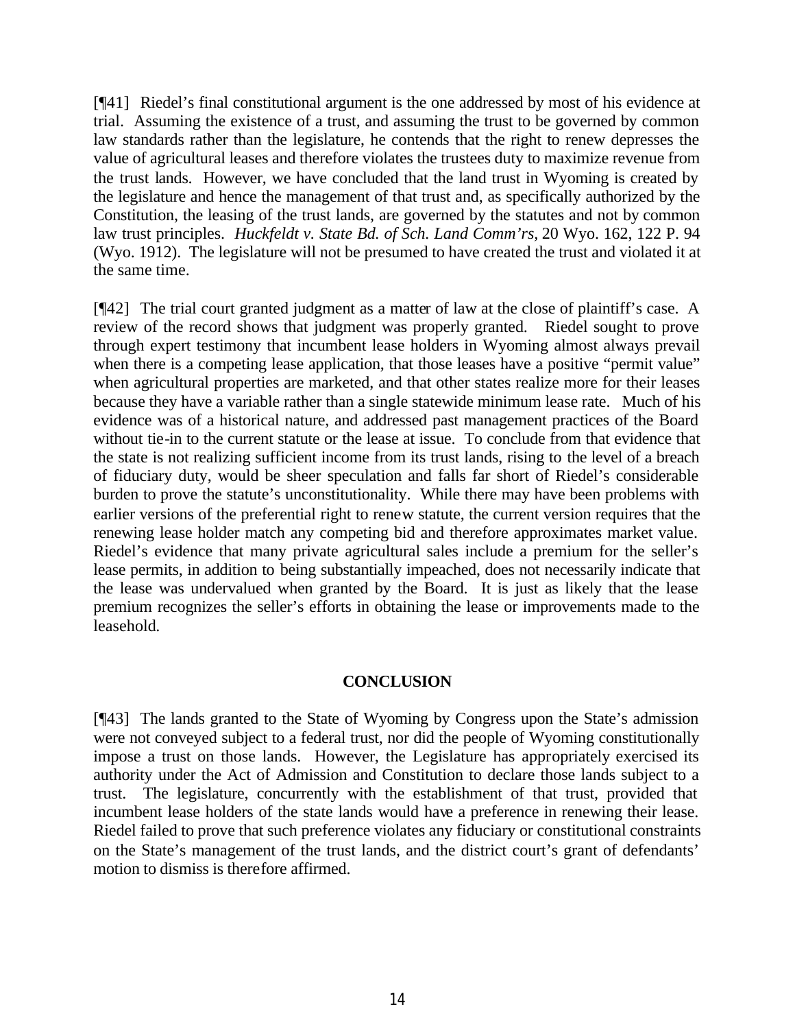[¶41] Riedel's final constitutional argument is the one addressed by most of his evidence at trial. Assuming the existence of a trust, and assuming the trust to be governed by common law standards rather than the legislature, he contends that the right to renew depresses the value of agricultural leases and therefore violates the trustees duty to maximize revenue from the trust lands. However, we have concluded that the land trust in Wyoming is created by the legislature and hence the management of that trust and, as specifically authorized by the Constitution, the leasing of the trust lands, are governed by the statutes and not by common law trust principles. *Huckfeldt v. State Bd. of Sch. Land Comm'rs*, 20 Wyo. 162, 122 P. 94 (Wyo. 1912). The legislature will not be presumed to have created the trust and violated it at the same time.

[¶42] The trial court granted judgment as a matter of law at the close of plaintiff's case. A review of the record shows that judgment was properly granted. Riedel sought to prove through expert testimony that incumbent lease holders in Wyoming almost always prevail when there is a competing lease application, that those leases have a positive "permit value" when agricultural properties are marketed, and that other states realize more for their leases because they have a variable rather than a single statewide minimum lease rate. Much of his evidence was of a historical nature, and addressed past management practices of the Board without tie-in to the current statute or the lease at issue. To conclude from that evidence that the state is not realizing sufficient income from its trust lands, rising to the level of a breach of fiduciary duty, would be sheer speculation and falls far short of Riedel's considerable burden to prove the statute's unconstitutionality. While there may have been problems with earlier versions of the preferential right to renew statute, the current version requires that the renewing lease holder match any competing bid and therefore approximates market value. Riedel's evidence that many private agricultural sales include a premium for the seller's lease permits, in addition to being substantially impeached, does not necessarily indicate that the lease was undervalued when granted by the Board. It is just as likely that the lease premium recognizes the seller's efforts in obtaining the lease or improvements made to the leasehold.

## CONCLUSION

[¶43] The lands granted to the State of Wyoming by Congress upon the State's admission were not conveyed subject to a federal trust, nor did the people of Wyoming constitutionally impose a trust on those lands. However, the Legislature has appropriately exercised its authority under the Act of Admission and Constitution to declare those lands subject to a trust. The legislature, concurrently with the establishment of that trust, provided that incumbent lease holders of the state lands would have a preference in renewing their lease. Riedel failed to prove that such preference violates any fiduciary or constitutional constraints on the State's management of the trust lands, and the district court's grant of defendants' motion to dismiss is therefore affirmed.